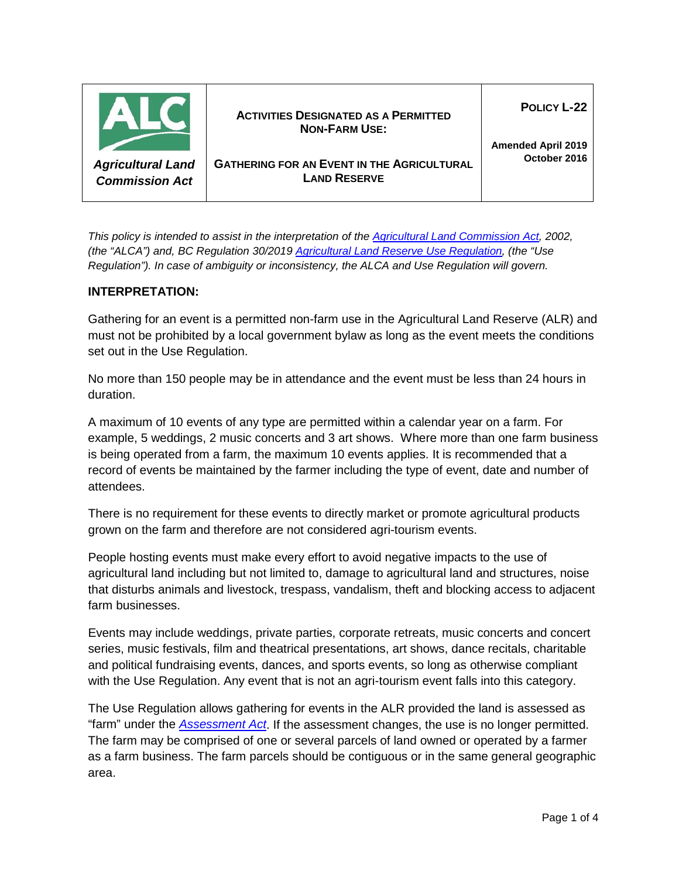| Agricultural Land Commission Act | ACTIVITIES DESIGNATED AS A PERMITTED NON-FARM USE: GATHERING FOR AN EVENT IN THE AGRICULTURAL LAND RESERVE | POLICY L-22 Amended April 2019 October 2016 |
|---|---|---|

*This policy is intended to assist in the interpretation of the [Agricultural Land Commission Act](), 2002, (the "ALCA") and, BC Regulation 30/2019 [Agricultural Land Reserve Use Regulation](), (the "Use Regulation"). In case of ambiguity or inconsistency, the ALCA and Use Regulation will govern.*

## INTERPRETATION:

Gathering for an event is a permitted non-farm use in the Agricultural Land Reserve (ALR) and must not be prohibited by a local government bylaw as long as the event meets the conditions set out in the Use Regulation.

No more than 150 people may be in attendance and the event must be less than 24 hours in duration.

A maximum of 10 events of any type are permitted within a calendar year on a farm. For example, 5 weddings, 2 music concerts and 3 art shows. Where more than one farm business is being operated from a farm, the maximum 10 events applies. It is recommended that a record of events be maintained by the farmer including the type of event, date and number of attendees.

There is no requirement for these events to directly market or promote agricultural products grown on the farm and therefore are not considered agri-tourism events.

People hosting events must make every effort to avoid negative impacts to the use of agricultural land including but not limited to, damage to agricultural land and structures, noise that disturbs animals and livestock, trespass, vandalism, theft and blocking access to adjacent farm businesses.

Events may include weddings, private parties, corporate retreats, music concerts and concert series, music festivals, film and theatrical presentations, art shows, dance recitals, charitable and political fundraising events, dances, and sports events, so long as otherwise compliant with the Use Regulation. Any event that is not an agri-tourism event falls into this category.

The Use Regulation allows gathering for events in the ALR provided the land is assessed as "farm" under the *[Assessment Act]()*. If the assessment changes, the use is no longer permitted. The farm may be comprised of one or several parcels of land owned or operated by a farmer as a farm business. The farm parcels should be contiguous or in the same general geographic area.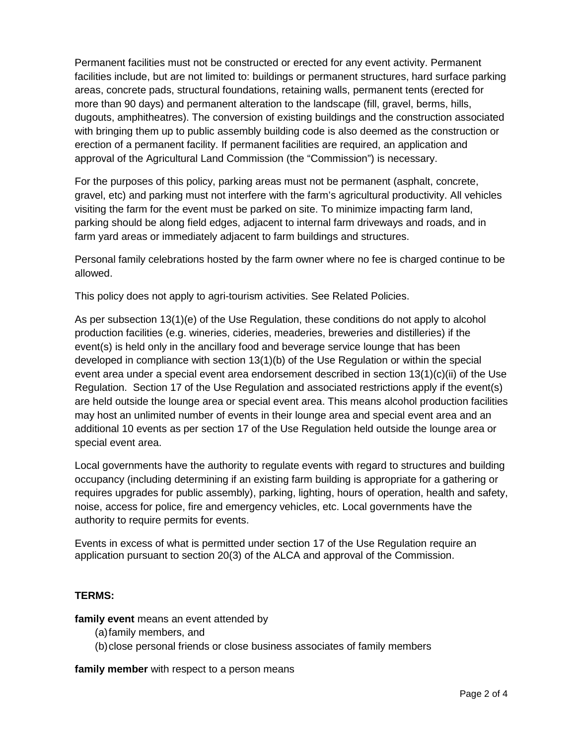Permanent facilities must not be constructed or erected for any event activity. Permanent facilities include, but are not limited to: buildings or permanent structures, hard surface parking areas, concrete pads, structural foundations, retaining walls, permanent tents (erected for more than 90 days) and permanent alteration to the landscape (fill, gravel, berms, hills, dugouts, amphitheatres). The conversion of existing buildings and the construction associated with bringing them up to public assembly building code is also deemed as the construction or erection of a permanent facility. If permanent facilities are required, an application and approval of the Agricultural Land Commission (the "Commission") is necessary.

For the purposes of this policy, parking areas must not be permanent (asphalt, concrete, gravel, etc) and parking must not interfere with the farm's agricultural productivity. All vehicles visiting the farm for the event must be parked on site. To minimize impacting farm land, parking should be along field edges, adjacent to internal farm driveways and roads, and in farm yard areas or immediately adjacent to farm buildings and structures.

Personal family celebrations hosted by the farm owner where no fee is charged continue to be allowed.

This policy does not apply to agri-tourism activities. See Related Policies.

As per subsection 13(1)(e) of the Use Regulation, these conditions do not apply to alcohol production facilities (e.g. wineries, cideries, meaderies, breweries and distilleries) if the event(s) is held only in the ancillary food and beverage service lounge that has been developed in compliance with section 13(1)(b) of the Use Regulation or within the special event area under a special event area endorsement described in section 13(1)(c)(ii) of the Use Regulation. Section 17 of the Use Regulation and associated restrictions apply if the event(s) are held outside the lounge area or special event area. This means alcohol production facilities may host an unlimited number of events in their lounge area and special event area and an additional 10 events as per section 17 of the Use Regulation held outside the lounge area or special event area.

Local governments have the authority to regulate events with regard to structures and building occupancy (including determining if an existing farm building is appropriate for a gathering or requires upgrades for public assembly), parking, lighting, hours of operation, health and safety, noise, access for police, fire and emergency vehicles, etc. Local governments have the authority to require permits for events.

Events in excess of what is permitted under section 17 of the Use Regulation require an application pursuant to section 20(3) of the ALCA and approval of the Commission.

**TERMS:**

**family event** means an event attended by

(a) family members, and
(b) close personal friends or close business associates of family members

**family member** with respect to a person means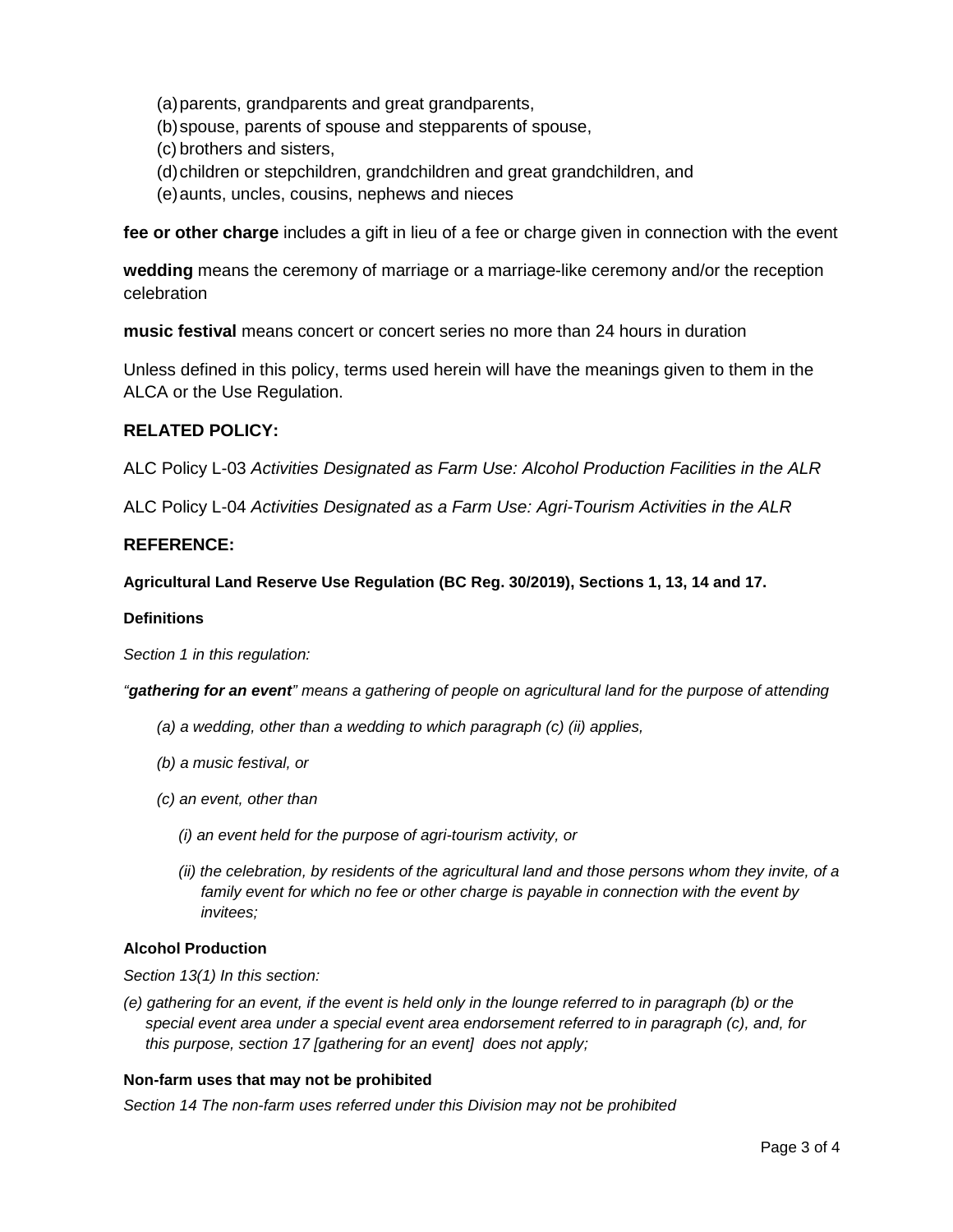(a) parents, grandparents and great grandparents,
(b) spouse, parents of spouse and stepparents of spouse,
(c) brothers and sisters,
(d) children or stepchildren, grandchildren and great grandchildren, and
(e) aunts, uncles, cousins, nephews and nieces

**fee or other charge** includes a gift in lieu of a fee or charge given in connection with the event

**wedding** means the ceremony of marriage or a marriage-like ceremony and/or the reception celebration

**music festival** means concert or concert series no more than 24 hours in duration

Unless defined in this policy, terms used herein will have the meanings given to them in the ALCA or the Use Regulation.

## RELATED POLICY:

ALC Policy L-03 *Activities Designated as Farm Use: Alcohol Production Facilities in the ALR*

ALC Policy L-04 *Activities Designated as a Farm Use: Agri-Tourism Activities in the ALR*

## REFERENCE:

**Agricultural Land Reserve Use Regulation (BC Reg. 30/2019), Sections 1, 13, 14 and 17.**

**Definitions**

*Section 1 in this regulation:*

*"**gathering for an event**" means a gathering of people on agricultural land for the purpose of attending*

*(a) a wedding, other than a wedding to which paragraph (c) (ii) applies,*

*(b) a music festival, or*

*(c) an event, other than*

*(i) an event held for the purpose of agri-tourism activity, or*

*(ii) the celebration, by residents of the agricultural land and those persons whom they invite, of a family event for which no fee or other charge is payable in connection with the event by invitees;*

**Alcohol Production**

*Section 13(1) In this section:*

*(e) gathering for an event, if the event is held only in the lounge referred to in paragraph (b) or the special event area under a special event area endorsement referred to in paragraph (c), and, for this purpose, section 17 [gathering for an event] does not apply;*

**Non-farm uses that may not be prohibited**

*Section 14 The non-farm uses referred under this Division may not be prohibited*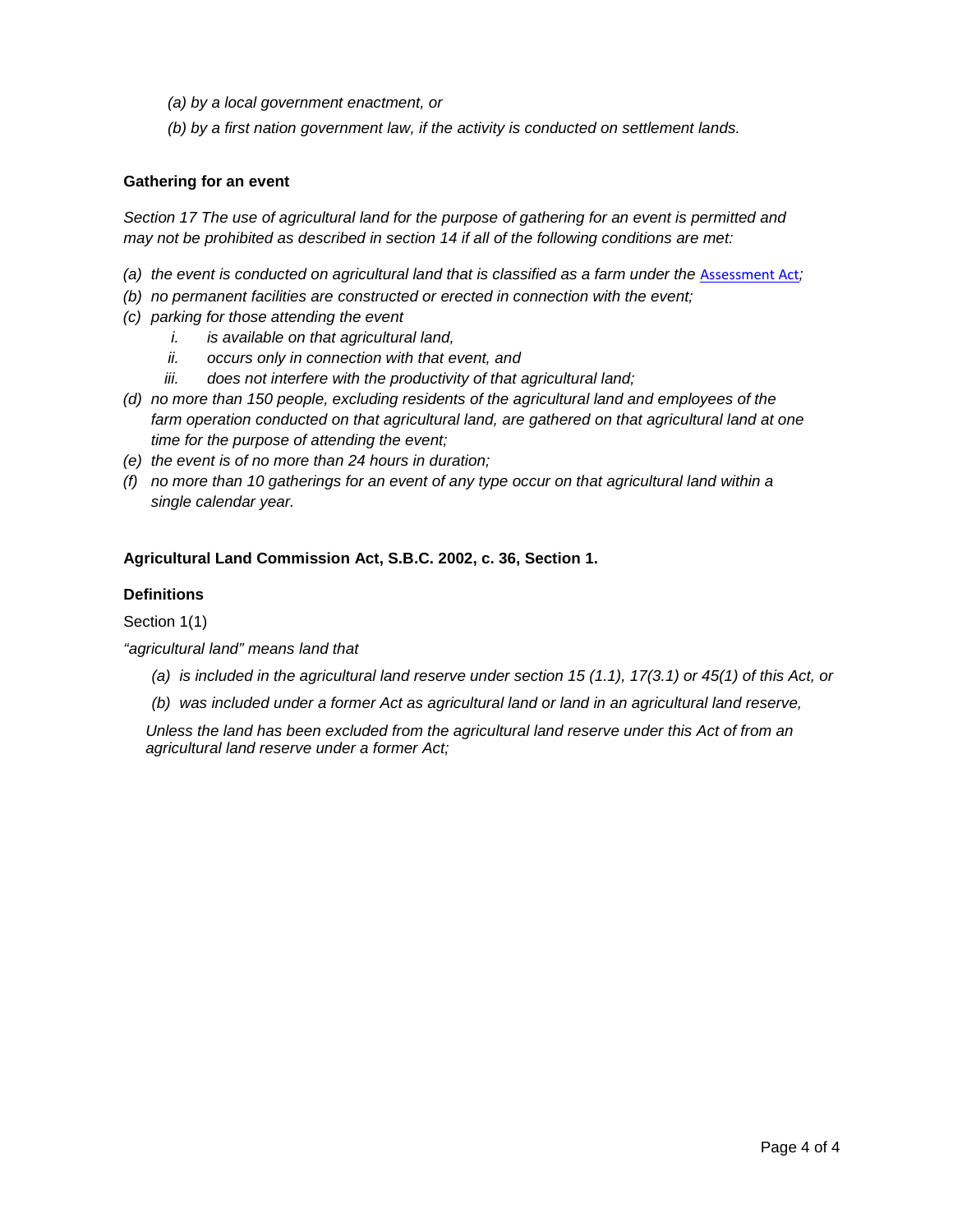*(a) by a local government enactment, or*

*(b) by a first nation government law, if the activity is conducted on settlement lands.*

**Gathering for an event**

*Section 17 The use of agricultural land for the purpose of gathering for an event is permitted and may not be prohibited as described in section 14 if all of the following conditions are met:*

*(a) the event is conducted on agricultural land that is classified as a farm under the* Assessment Act*;*
*(b) no permanent facilities are constructed or erected in connection with the event;*
*(c) parking for those attending the event*
   *i. is available on that agricultural land,*
   *ii. occurs only in connection with that event, and*
   *iii. does not interfere with the productivity of that agricultural land;*
*(d) no more than 150 people, excluding residents of the agricultural land and employees of the farm operation conducted on that agricultural land, are gathered on that agricultural land at one time for the purpose of attending the event;*
*(e) the event is of no more than 24 hours in duration;*
*(f) no more than 10 gatherings for an event of any type occur on that agricultural land within a single calendar year.*

**Agricultural Land Commission Act, S.B.C. 2002, c. 36, Section 1.**

**Definitions**

Section 1(1)

*"agricultural land" means land that*

*(a) is included in the agricultural land reserve under section 15 (1.1), 17(3.1) or 45(1) of this Act, or*

*(b) was included under a former Act as agricultural land or land in an agricultural land reserve,*

*Unless the land has been excluded from the agricultural land reserve under this Act of from an agricultural land reserve under a former Act;*